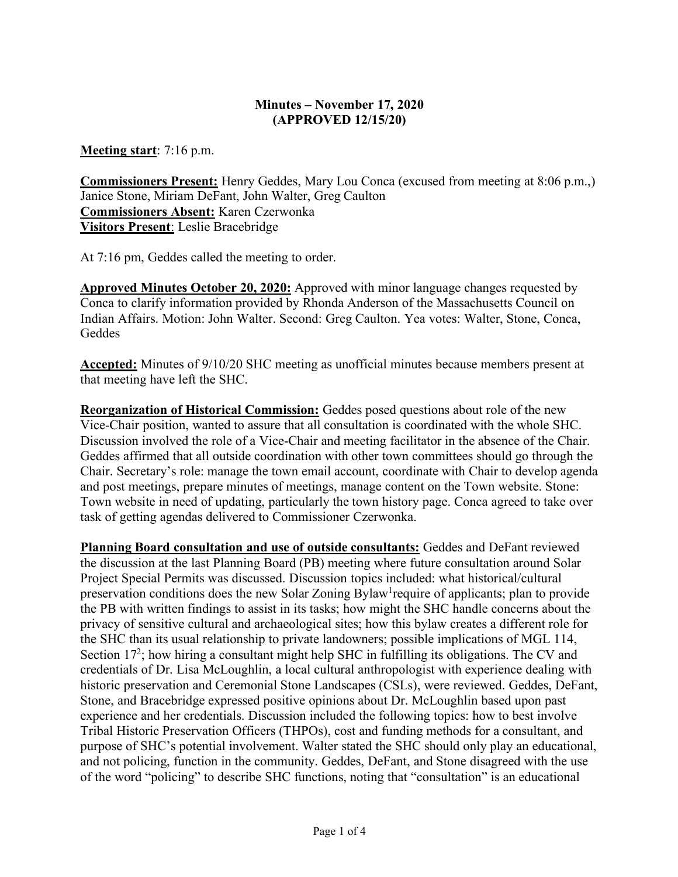**Minutes – November 17, 2020**
**(APPROVED 12/15/20)**

**Meeting start**: 7:16 p.m.

**Commissioners Present:** Henry Geddes, Mary Lou Conca (excused from meeting at 8:06 p.m.,) Janice Stone, Miriam DeFant, John Walter, Greg Caulton
**Commissioners Absent:** Karen Czerwonka
**Visitors Present**: Leslie Bracebridge

At 7:16 pm, Geddes called the meeting to order.

**Approved Minutes October 20, 2020:** Approved with minor language changes requested by Conca to clarify information provided by Rhonda Anderson of the Massachusetts Council on Indian Affairs. Motion: John Walter. Second: Greg Caulton. Yea votes: Walter, Stone, Conca, Geddes

**Accepted:** Minutes of 9/10/20 SHC meeting as unofficial minutes because members present at that meeting have left the SHC.

**Reorganization of Historical Commission:** Geddes posed questions about role of the new Vice-Chair position, wanted to assure that all consultation is coordinated with the whole SHC. Discussion involved the role of a Vice-Chair and meeting facilitator in the absence of the Chair. Geddes affirmed that all outside coordination with other town committees should go through the Chair. Secretary's role: manage the town email account, coordinate with Chair to develop agenda and post meetings, prepare minutes of meetings, manage content on the Town website. Stone: Town website in need of updating, particularly the town history page. Conca agreed to take over task of getting agendas delivered to Commissioner Czerwonka.

**Planning Board consultation and use of outside consultants:** Geddes and DeFant reviewed the discussion at the last Planning Board (PB) meeting where future consultation around Solar Project Special Permits was discussed. Discussion topics included: what historical/cultural preservation conditions does the new Solar Zoning Bylaw[1] require of applicants; plan to provide the PB with written findings to assist in its tasks; how might the SHC handle concerns about the privacy of sensitive cultural and archaeological sites; how this bylaw creates a different role for the SHC than its usual relationship to private landowners; possible implications of MGL 114, Section 17[2]; how hiring a consultant might help SHC in fulfilling its obligations. The CV and credentials of Dr. Lisa McLoughlin, a local cultural anthropologist with experience dealing with historic preservation and Ceremonial Stone Landscapes (CSLs), were reviewed. Geddes, DeFant, Stone, and Bracebridge expressed positive opinions about Dr. McLoughlin based upon past experience and her credentials. Discussion included the following topics: how to best involve Tribal Historic Preservation Officers (THPOs), cost and funding methods for a consultant, and purpose of SHC's potential involvement. Walter stated the SHC should only play an educational, and not policing, function in the community. Geddes, DeFant, and Stone disagreed with the use of the word "policing" to describe SHC functions, noting that "consultation" is an educational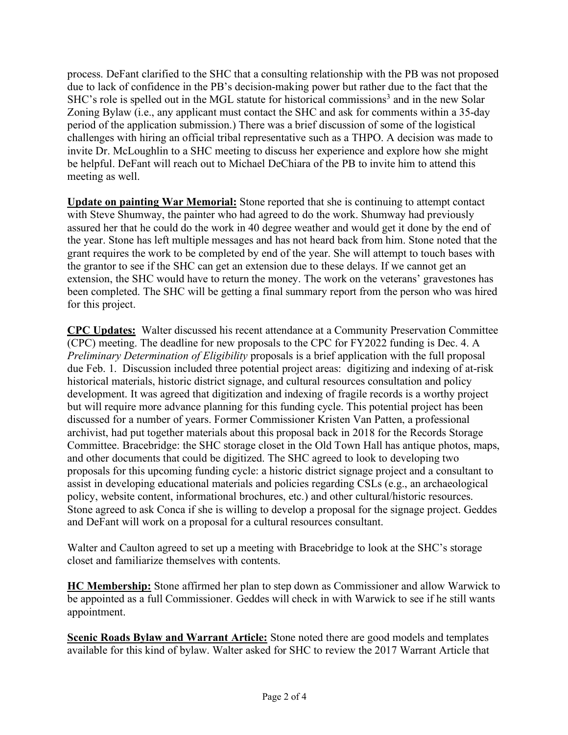process. DeFant clarified to the SHC that a consulting relationship with the PB was not proposed due to lack of confidence in the PB's decision-making power but rather due to the fact that the SHC's role is spelled out in the MGL statute for historical commissions[3] and in the new Solar Zoning Bylaw (i.e., any applicant must contact the SHC and ask for comments within a 35-day period of the application submission.) There was a brief discussion of some of the logistical challenges with hiring an official tribal representative such as a THPO. A decision was made to invite Dr. McLoughlin to a SHC meeting to discuss her experience and explore how she might be helpful. DeFant will reach out to Michael DeChiara of the PB to invite him to attend this meeting as well.

**<u>Update on painting War Memorial:</u>** Stone reported that she is continuing to attempt contact with Steve Shumway, the painter who had agreed to do the work. Shumway had previously assured her that he could do the work in 40 degree weather and would get it done by the end of the year. Stone has left multiple messages and has not heard back from him. Stone noted that the grant requires the work to be completed by end of the year. She will attempt to touch bases with the grantor to see if the SHC can get an extension due to these delays. If we cannot get an extension, the SHC would have to return the money. The work on the veterans' gravestones has been completed. The SHC will be getting a final summary report from the person who was hired for this project.

**<u>CPC Updates:</u>** Walter discussed his recent attendance at a Community Preservation Committee (CPC) meeting. The deadline for new proposals to the CPC for FY2022 funding is Dec. 4. A *Preliminary Determination of Eligibility* proposals is a brief application with the full proposal due Feb. 1. Discussion included three potential project areas: digitizing and indexing of at-risk historical materials, historic district signage, and cultural resources consultation and policy development. It was agreed that digitization and indexing of fragile records is a worthy project but will require more advance planning for this funding cycle. This potential project has been discussed for a number of years. Former Commissioner Kristen Van Patten, a professional archivist, had put together materials about this proposal back in 2018 for the Records Storage Committee. Bracebridge: the SHC storage closet in the Old Town Hall has antique photos, maps, and other documents that could be digitized. The SHC agreed to look to developing two proposals for this upcoming funding cycle: a historic district signage project and a consultant to assist in developing educational materials and policies regarding CSLs (e.g., an archaeological policy, website content, informational brochures, etc.) and other cultural/historic resources. Stone agreed to ask Conca if she is willing to develop a proposal for the signage project. Geddes and DeFant will work on a proposal for a cultural resources consultant.

Walter and Caulton agreed to set up a meeting with Bracebridge to look at the SHC's storage closet and familiarize themselves with contents.

**<u>HC Membership:</u>** Stone affirmed her plan to step down as Commissioner and allow Warwick to be appointed as a full Commissioner. Geddes will check in with Warwick to see if he still wants appointment.

**<u>Scenic Roads Bylaw and Warrant Article:</u>** Stone noted there are good models and templates available for this kind of bylaw. Walter asked for SHC to review the 2017 Warrant Article that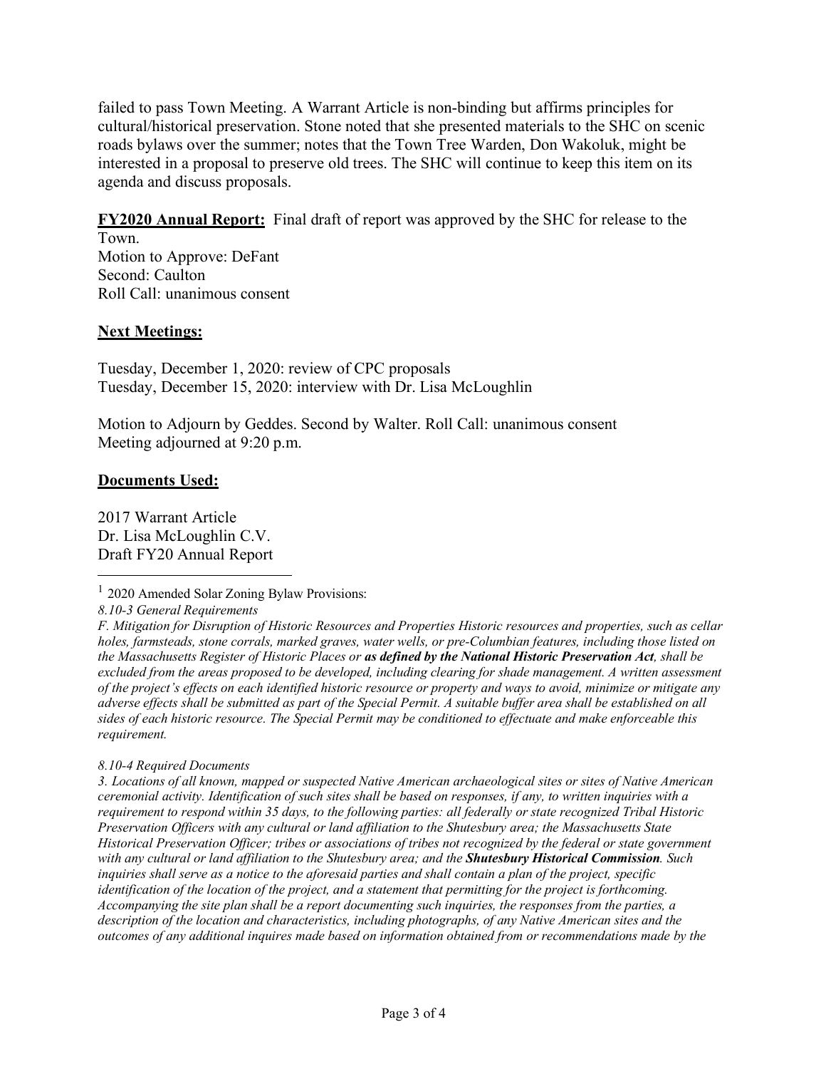failed to pass Town Meeting. A Warrant Article is non-binding but affirms principles for cultural/historical preservation. Stone noted that she presented materials to the SHC on scenic roads bylaws over the summer; notes that the Town Tree Warden, Don Wakoluk, might be interested in a proposal to preserve old trees. The SHC will continue to keep this item on its agenda and discuss proposals.

**FY2020 Annual Report:** Final draft of report was approved by the SHC for release to the Town.
Motion to Approve: DeFant
Second: Caulton
Roll Call: unanimous consent

## Next Meetings:

Tuesday, December 1, 2020: review of CPC proposals
Tuesday, December 15, 2020: interview with Dr. Lisa McLoughlin

Motion to Adjourn by Geddes. Second by Walter. Roll Call: unanimous consent
Meeting adjourned at 9:20 p.m.

## Documents Used:

2017 Warrant Article
Dr. Lisa McLoughlin C.V.
Draft FY20 Annual Report

---

[1] 2020 Amended Solar Zoning Bylaw Provisions:

*8.10-3 General Requirements*

*F. Mitigation for Disruption of Historic Resources and Properties Historic resources and properties, such as cellar holes, farmsteads, stone corrals, marked graves, water wells, or pre-Columbian features, including those listed on the Massachusetts Register of Historic Places or* ***as defined by the National Historic Preservation Act****, shall be excluded from the areas proposed to be developed, including clearing for shade management. A written assessment of the project's effects on each identified historic resource or property and ways to avoid, minimize or mitigate any adverse effects shall be submitted as part of the Special Permit. A suitable buffer area shall be established on all sides of each historic resource. The Special Permit may be conditioned to effectuate and make enforceable this requirement.*

*8.10-4 Required Documents*

*3. Locations of all known, mapped or suspected Native American archaeological sites or sites of Native American ceremonial activity. Identification of such sites shall be based on responses, if any, to written inquiries with a requirement to respond within 35 days, to the following parties: all federally or state recognized Tribal Historic Preservation Officers with any cultural or land affiliation to the Shutesbury area; the Massachusetts State Historical Preservation Officer; tribes or associations of tribes not recognized by the federal or state government with any cultural or land affiliation to the Shutesbury area; and the* ***Shutesbury Historical Commission****. Such inquiries shall serve as a notice to the aforesaid parties and shall contain a plan of the project, specific identification of the location of the project, and a statement that permitting for the project is forthcoming. Accompanying the site plan shall be a report documenting such inquiries, the responses from the parties, a description of the location and characteristics, including photographs, of any Native American sites and the outcomes of any additional inquires made based on information obtained from or recommendations made by the*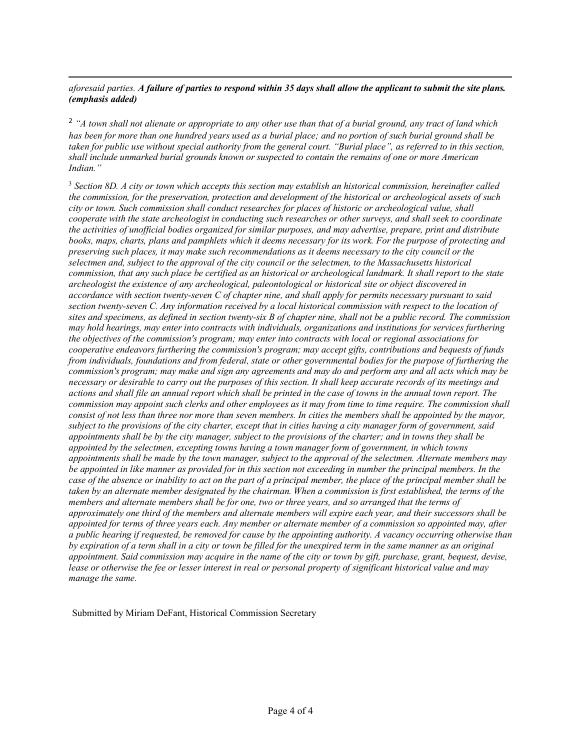*aforesaid parties.* ***A failure of parties to respond within 35 days shall allow the applicant to submit the site plans. (emphasis added)***

[2] *"A town shall not alienate or appropriate to any other use than that of a burial ground, any tract of land which has been for more than one hundred years used as a burial place; and no portion of such burial ground shall be taken for public use without special authority from the general court. "Burial place", as referred to in this section, shall include unmarked burial grounds known or suspected to contain the remains of one or more American Indian."*

[3] *Section 8D. A city or town which accepts this section may establish an historical commission, hereinafter called the commission, for the preservation, protection and development of the historical or archeological assets of such city or town. Such commission shall conduct researches for places of historic or archeological value, shall cooperate with the state archeologist in conducting such researches or other surveys, and shall seek to coordinate the activities of unofficial bodies organized for similar purposes, and may advertise, prepare, print and distribute books, maps, charts, plans and pamphlets which it deems necessary for its work. For the purpose of protecting and preserving such places, it may make such recommendations as it deems necessary to the city council or the selectmen and, subject to the approval of the city council or the selectmen, to the Massachusetts historical commission, that any such place be certified as an historical or archeological landmark. It shall report to the state archeologist the existence of any archeological, paleontological or historical site or object discovered in accordance with section twenty-seven C of chapter nine, and shall apply for permits necessary pursuant to said section twenty-seven C. Any information received by a local historical commission with respect to the location of sites and specimens, as defined in section twenty-six B of chapter nine, shall not be a public record. The commission may hold hearings, may enter into contracts with individuals, organizations and institutions for services furthering the objectives of the commission's program; may enter into contracts with local or regional associations for cooperative endeavors furthering the commission's program; may accept gifts, contributions and bequests of funds from individuals, foundations and from federal, state or other governmental bodies for the purpose of furthering the commission's program; may make and sign any agreements and may do and perform any and all acts which may be necessary or desirable to carry out the purposes of this section. It shall keep accurate records of its meetings and actions and shall file an annual report which shall be printed in the case of towns in the annual town report. The commission may appoint such clerks and other employees as it may from time to time require. The commission shall consist of not less than three nor more than seven members. In cities the members shall be appointed by the mayor, subject to the provisions of the city charter, except that in cities having a city manager form of government, said appointments shall be by the city manager, subject to the provisions of the charter; and in towns they shall be appointed by the selectmen, excepting towns having a town manager form of government, in which towns appointments shall be made by the town manager, subject to the approval of the selectmen. Alternate members may be appointed in like manner as provided for in this section not exceeding in number the principal members. In the case of the absence or inability to act on the part of a principal member, the place of the principal member shall be taken by an alternate member designated by the chairman. When a commission is first established, the terms of the members and alternate members shall be for one, two or three years, and so arranged that the terms of approximately one third of the members and alternate members will expire each year, and their successors shall be appointed for terms of three years each. Any member or alternate member of a commission so appointed may, after a public hearing if requested, be removed for cause by the appointing authority. A vacancy occurring otherwise than by expiration of a term shall in a city or town be filled for the unexpired term in the same manner as an original appointment. Said commission may acquire in the name of the city or town by gift, purchase, grant, bequest, devise, lease or otherwise the fee or lesser interest in real or personal property of significant historical value and may manage the same.*

Submitted by Miriam DeFant, Historical Commission Secretary